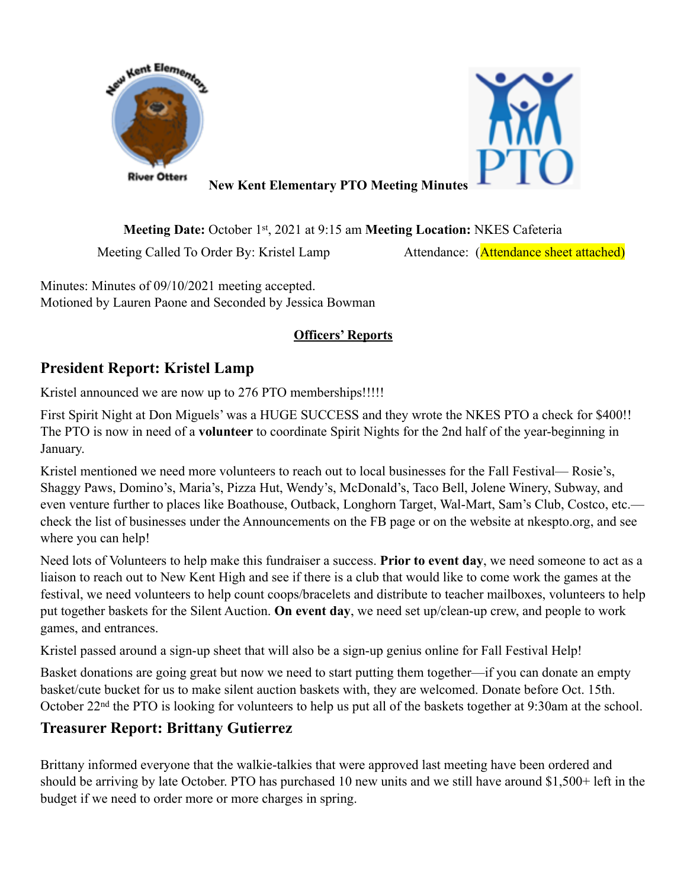# New Kent Elementary PTO Meeting Minutes

**Meeting Date:** October 1st, 2021 at 9:15 am **Meeting Location:** NKES Cafeteria

Meeting Called To Order By: Kristel Lamp Attendance: (Attendance sheet attached)

Minutes: Minutes of 09/10/2021 meeting accepted.
Motioned by Lauren Paone and Seconded by Jessica Bowman

**Officers' Reports**

## President Report: Kristel Lamp

Kristel announced we are now up to 276 PTO memberships!!!!!

First Spirit Night at Don Miguels' was a HUGE SUCCESS and they wrote the NKES PTO a check for $400!! The PTO is now in need of a **volunteer** to coordinate Spirit Nights for the 2nd half of the year-beginning in January.

Kristel mentioned we need more volunteers to reach out to local businesses for the Fall Festival— Rosie's, Shaggy Paws, Domino's, Maria's, Pizza Hut, Wendy's, McDonald's, Taco Bell, Jolene Winery, Subway, and even venture further to places like Boathouse, Outback, Longhorn Target, Wal-Mart, Sam's Club, Costco, etc.— check the list of businesses under the Announcements on the FB page or on the website at nkespto.org, and see where you can help!

Need lots of Volunteers to help make this fundraiser a success. **Prior to event day**, we need someone to act as a liaison to reach out to New Kent High and see if there is a club that would like to come work the games at the festival, we need volunteers to help count coops/bracelets and distribute to teacher mailboxes, volunteers to help put together baskets for the Silent Auction. **On event day**, we need set up/clean-up crew, and people to work games, and entrances.

Kristel passed around a sign-up sheet that will also be a sign-up genius online for Fall Festival Help!

Basket donations are going great but now we need to start putting them together—if you can donate an empty basket/cute bucket for us to make silent auction baskets with, they are welcomed. Donate before Oct. 15th. October 22nd the PTO is looking for volunteers to help us put all of the baskets together at 9:30am at the school.

## Treasurer Report: Brittany Gutierrez

Brittany informed everyone that the walkie-talkies that were approved last meeting have been ordered and should be arriving by late October. PTO has purchased 10 new units and we still have around $1,500+ left in the budget if we need to order more or more charges in spring.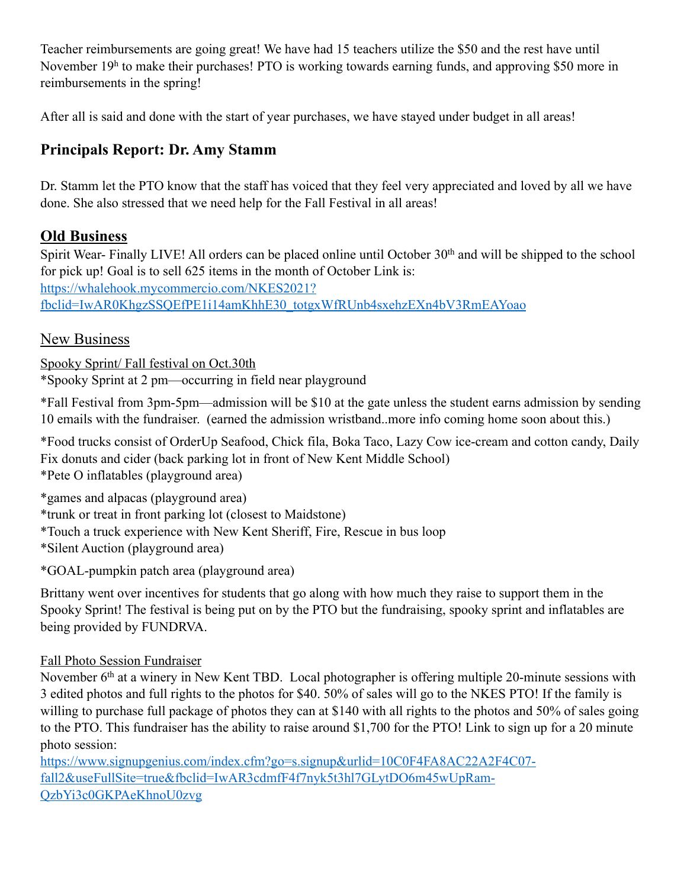Teacher reimbursements are going great! We have had 15 teachers utilize the $50 and the rest have until November 19h to make their purchases! PTO is working towards earning funds, and approving $50 more in reimbursements in the spring!

After all is said and done with the start of year purchases, we have stayed under budget in all areas!

## Principals Report: Dr. Amy Stamm

Dr. Stamm let the PTO know that the staff has voiced that they feel very appreciated and loved by all we have done. She also stressed that we need help for the Fall Festival in all areas!

## Old Business

Spirit Wear- Finally LIVE! All orders can be placed online until October 30th and will be shipped to the school for pick up! Goal is to sell 625 items in the month of October Link is: [https://whalehook.mycommercio.com/NKES2021?fbclid=IwAR0KhgzSSQEfPE1i14amKhhE30_totgxWfRUnb4sxehzEXn4bV3RmEAYoao](https://whalehook.mycommercio.com/NKES2021?fbclid=IwAR0KhgzSSQEfPE1i14amKhhE30_totgxWfRUnb4sxehzEXn4bV3RmEAYoao)

## New Business

Spooky Sprint/ Fall festival on Oct.30th

*Spooky Sprint at 2 pm—occurring in field near playground

*Fall Festival from 3pm-5pm—admission will be $10 at the gate unless the student earns admission by sending 10 emails with the fundraiser. (earned the admission wristband..more info coming home soon about this.)

*Food trucks consist of OrderUp Seafood, Chick fila, Boka Taco, Lazy Cow ice-cream and cotton candy, Daily Fix donuts and cider (back parking lot in front of New Kent Middle School)
*Pete O inflatables (playground area)

*games and alpacas (playground area)
*trunk or treat in front parking lot (closest to Maidstone)
*Touch a truck experience with New Kent Sheriff, Fire, Rescue in bus loop
*Silent Auction (playground area)

*GOAL-pumpkin patch area (playground area)

Brittany went over incentives for students that go along with how much they raise to support them in the Spooky Sprint! The festival is being put on by the PTO but the fundraising, spooky sprint and inflatables are being provided by FUNDRVA.

Fall Photo Session Fundraiser

November 6th at a winery in New Kent TBD. Local photographer is offering multiple 20-minute sessions with 3 edited photos and full rights to the photos for $40. 50% of sales will go to the NKES PTO! If the family is willing to purchase full package of photos they can at $140 with all rights to the photos and 50% of sales going to the PTO. This fundraiser has the ability to raise around $1,700 for the PTO! Link to sign up for a 20 minute photo session:
[https://www.signupgenius.com/index.cfm?go=s.signup&urlid=10C0F4FA8AC22A2F4C07-fall2&useFullSite=true&fbclid=IwAR3cdmfF4f7nyk5t3hl7GLytDO6m45wUpRam-QzbYi3c0GKPAeKhnoU0zvg](https://www.signupgenius.com/index.cfm?go=s.signup&urlid=10C0F4FA8AC22A2F4C07-fall2&useFullSite=true&fbclid=IwAR3cdmfF4f7nyk5t3hl7GLytDO6m45wUpRam-QzbYi3c0GKPAeKhnoU0zvg)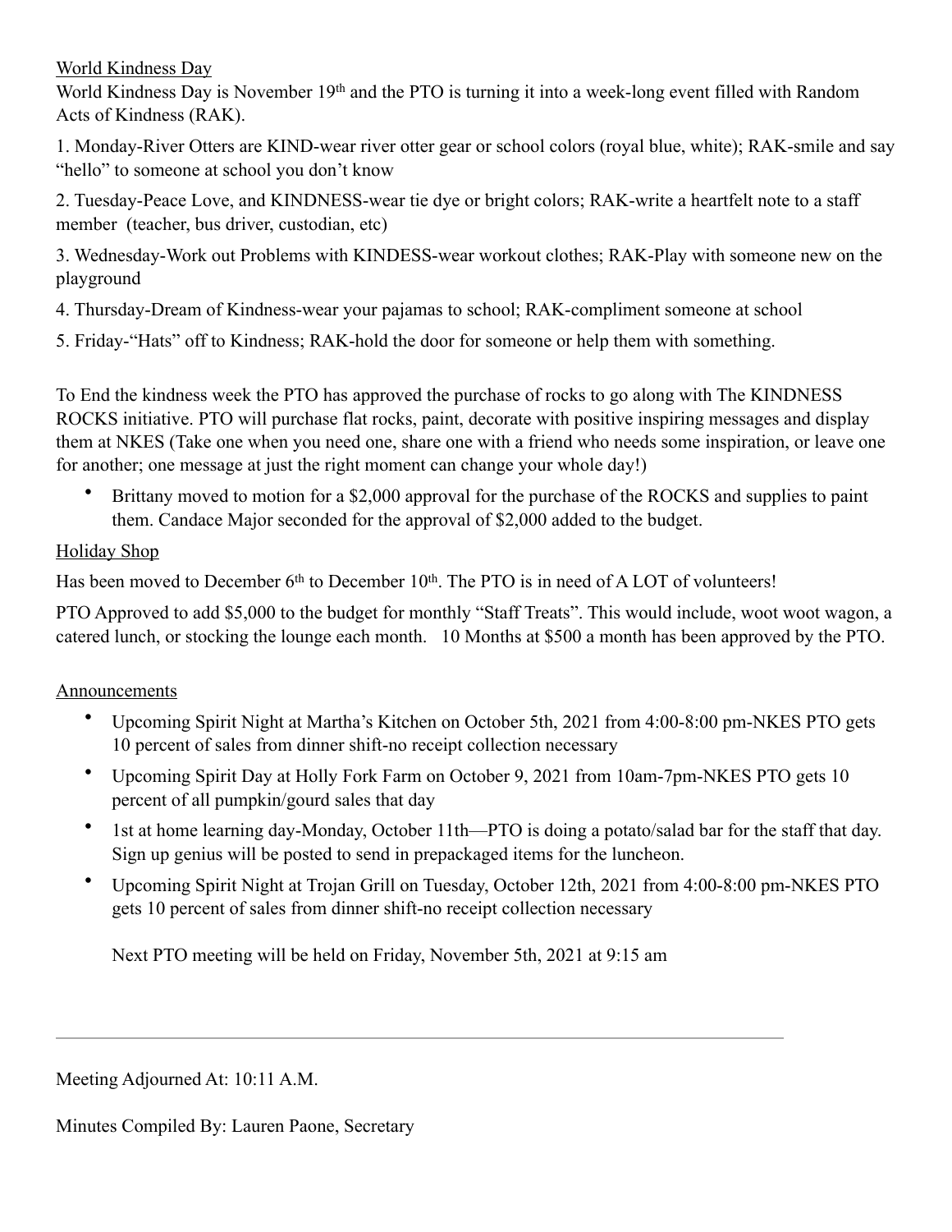World Kindness Day

World Kindness Day is November 19th and the PTO is turning it into a week-long event filled with Random Acts of Kindness (RAK).

1. Monday-River Otters are KIND-wear river otter gear or school colors (royal blue, white); RAK-smile and say "hello" to someone at school you don't know
2. Tuesday-Peace Love, and KINDNESS-wear tie dye or bright colors; RAK-write a heartfelt note to a staff member (teacher, bus driver, custodian, etc)
3. Wednesday-Work out Problems with KINDESS-wear workout clothes; RAK-Play with someone new on the playground
4. Thursday-Dream of Kindness-wear your pajamas to school; RAK-compliment someone at school
5. Friday-"Hats" off to Kindness; RAK-hold the door for someone or help them with something.

To End the kindness week the PTO has approved the purchase of rocks to go along with The KINDNESS ROCKS initiative. PTO will purchase flat rocks, paint, decorate with positive inspiring messages and display them at NKES (Take one when you need one, share one with a friend who needs some inspiration, or leave one for another; one message at just the right moment can change your whole day!)

- Brittany moved to motion for a $2,000 approval for the purchase of the ROCKS and supplies to paint them. Candace Major seconded for the approval of $2,000 added to the budget.

Holiday Shop

Has been moved to December 6th to December 10th. The PTO is in need of A LOT of volunteers!

PTO Approved to add $5,000 to the budget for monthly "Staff Treats". This would include, woot woot wagon, a catered lunch, or stocking the lounge each month. 10 Months at $500 a month has been approved by the PTO.

Announcements

- Upcoming Spirit Night at Martha's Kitchen on October 5th, 2021 from 4:00-8:00 pm-NKES PTO gets 10 percent of sales from dinner shift-no receipt collection necessary
- Upcoming Spirit Day at Holly Fork Farm on October 9, 2021 from 10am-7pm-NKES PTO gets 10 percent of all pumpkin/gourd sales that day
- 1st at home learning day-Monday, October 11th—PTO is doing a potato/salad bar for the staff that day. Sign up genius will be posted to send in prepackaged items for the luncheon.
- Upcoming Spirit Night at Trojan Grill on Tuesday, October 12th, 2021 from 4:00-8:00 pm-NKES PTO gets 10 percent of sales from dinner shift-no receipt collection necessary

Next PTO meeting will be held on Friday, November 5th, 2021 at 9:15 am

---

Meeting Adjourned At: 10:11 A.M.

Minutes Compiled By: Lauren Paone, Secretary